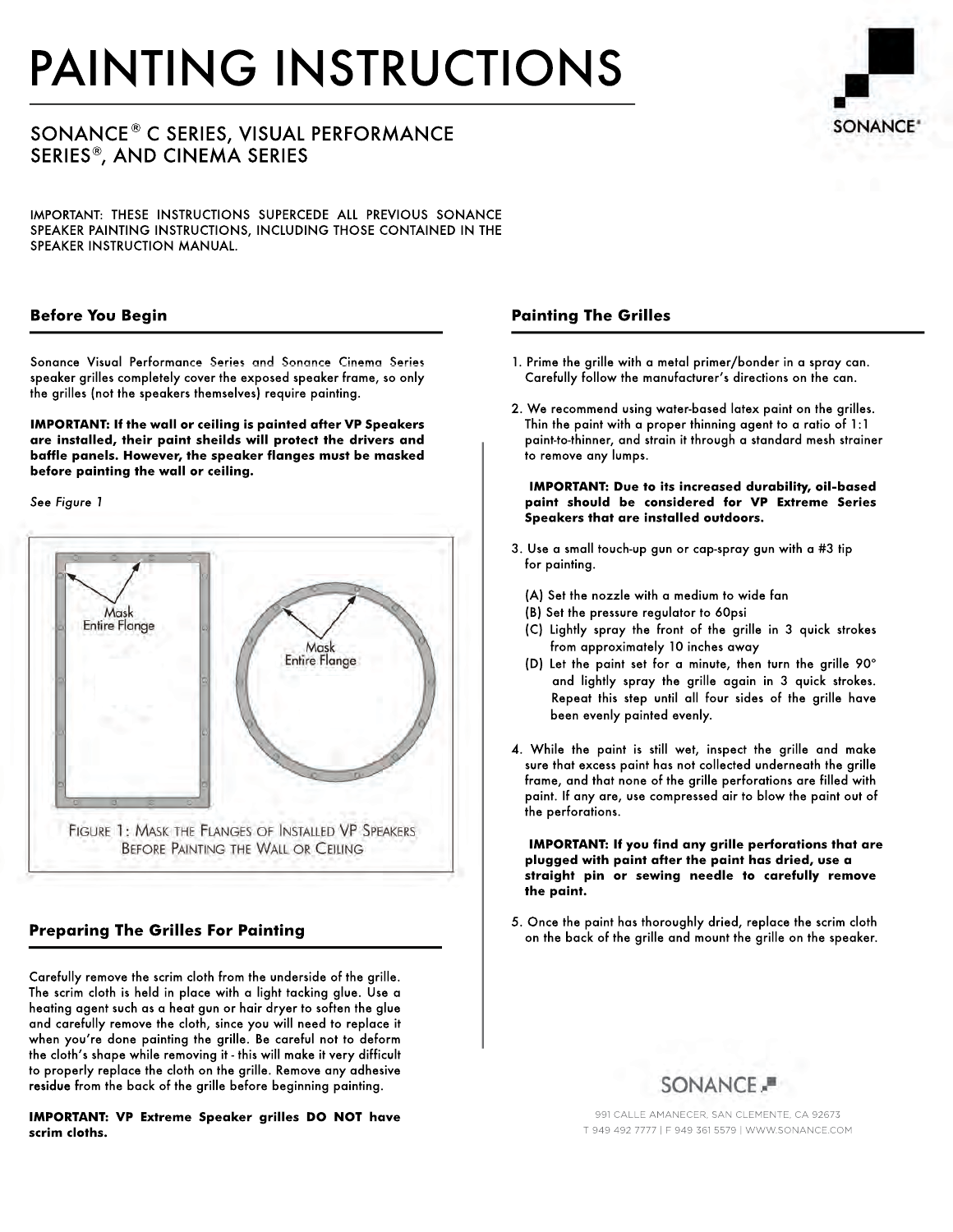# PAINTING INSTRUCTIONS

## SONANCE® C SERIES, VISUAL PERFORMANCE SERIES®, AND CINEMA SERIES

IMPORTANT: THESE INSTRUCTIONS SUPERCEDE ALL PREVIOUS SONANCE SPEAKER PAINTING INSTRUCTIONS, INCLUDING THOSE CONTAINED IN THE SPEAKER INSTRUCTION MANUAL.

### Before You Begin

Sonance Visual Performance Series and Sonance Cinema Series speaker grilles completely cover the exposed speaker frame, so only the grilles (not the speakers themselves) require painting.

**IMPORTANT: If the wall or ceiling is painted after VP Speakers are installed, their paint sheilds will protect the drivers and baffle panels. However, the speaker flanges must be masked before painting the wall or ceiling.**

*See Figure 1*

Mask Entire Flange

Mask Entire Flange

FIGURE 1: MASK THE FLANGES OF INSTALLED VP SPEAKERS BEFORE PAINTING THE WALL OR CEILING

### Preparing The Grilles For Painting

Carefully remove the scrim cloth from the underside of the grille. The scrim cloth is held in place with a light tacking glue. Use a heating agent such as a heat gun or hair dryer to soften the glue and carefully remove the cloth, since you will need to replace it when you're done painting the grille. Be careful not to deform the cloth's shape while removing it - this will make it very difficult to properly replace the cloth on the grille. Remove any adhesive residue from the back of the grille before beginning painting.

**IMPORTANT: VP Extreme Speaker grilles DO NOT have scrim cloths.**

### Painting The Grilles

1. Prime the grille with a metal primer/bonder in a spray can. Carefully follow the manufacturer's directions on the can.
2. We recommend using water-based latex paint on the grilles. Thin the paint with a proper thinning agent to a ratio of 1:1 paint-to-thinner, and strain it through a standard mesh strainer to remove any lumps.

   **IMPORTANT: Due to its increased durability, oil-based paint should be considered for VP Extreme Series Speakers that are installed outdoors.**

3. Use a small touch-up gun or cap-spray gun with a #3 tip for painting.
   (A) Set the nozzle with a medium to wide fan
   (B) Set the pressure regulator to 60psi
   (C) Lightly spray the front of the grille in 3 quick strokes from approximately 10 inches away
   (D) Let the paint set for a minute, then turn the grille 90° and lightly spray the grille again in 3 quick strokes. Repeat this step until all four sides of the grille have been evenly painted evenly.
4. While the paint is still wet, inspect the grille and make sure that excess paint has not collected underneath the grille frame, and that none of the grille perforations are filled with paint. If any are, use compressed air to blow the paint out of the perforations.

   **IMPORTANT: If you find any grille perforations that are plugged with paint after the paint has dried, use a straight pin or sewing needle to carefully remove the paint.**

5. Once the paint has thoroughly dried, replace the scrim cloth on the back of the grille and mount the grille on the speaker.

SONANCE

991 CALLE AMANECER, SAN CLEMENTE, CA 92673
T 949 492 7777 | F 949 361 5579 | WWW.SONANCE.COM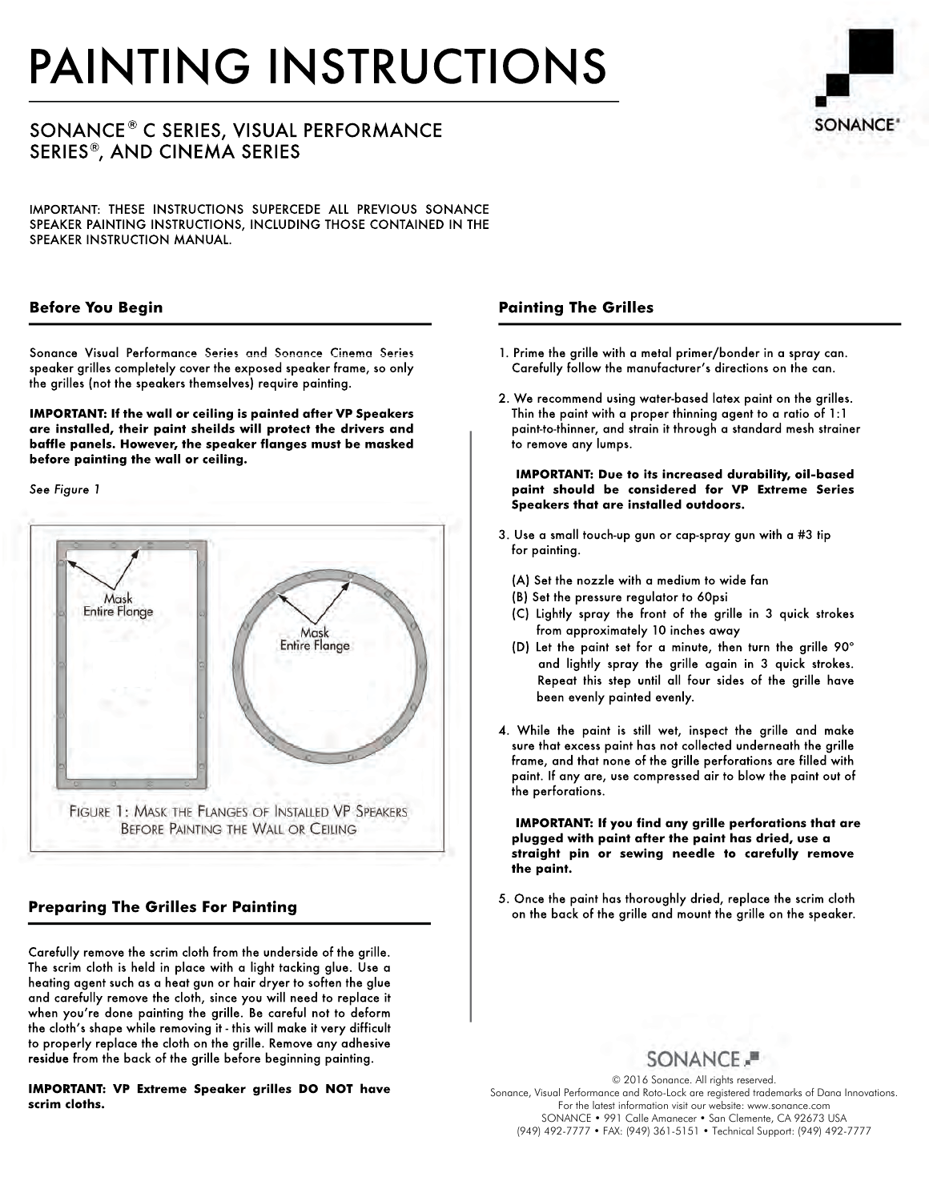# PAINTING INSTRUCTIONS

## SONANCE® C SERIES, VISUAL PERFORMANCE SERIES®, AND CINEMA SERIES

IMPORTANT: THESE INSTRUCTIONS SUPERCEDE ALL PREVIOUS SONANCE SPEAKER PAINTING INSTRUCTIONS, INCLUDING THOSE CONTAINED IN THE SPEAKER INSTRUCTION MANUAL.

### Before You Begin

Sonance Visual Performance Series and Sonance Cinema Series speaker grilles completely cover the exposed speaker frame, so only the grilles (not the speakers themselves) require painting.

**IMPORTANT: If the wall or ceiling is painted after VP Speakers are installed, their paint sheilds will protect the drivers and baffle panels. However, the speaker flanges must be masked before painting the wall or ceiling.**

*See Figure 1*

Mask Entire Flange

Mask Entire Flange

FIGURE 1: MASK THE FLANGES OF INSTALLED VP SPEAKERS BEFORE PAINTING THE WALL OR CEILING

### Preparing The Grilles For Painting

Carefully remove the scrim cloth from the underside of the grille. The scrim cloth is held in place with a light tacking glue. Use a heating agent such as a heat gun or hair dryer to soften the glue and carefully remove the cloth, since you will need to replace it when you're done painting the grille. Be careful not to deform the cloth's shape while removing it - this will make it very difficult to properly replace the cloth on the grille. Remove any adhesive residue from the back of the grille before beginning painting.

**IMPORTANT: VP Extreme Speaker grilles DO NOT have scrim cloths.**

### Painting The Grilles

1. Prime the grille with a metal primer/bonder in a spray can. Carefully follow the manufacturer's directions on the can.
2. We recommend using water-based latex paint on the grilles. Thin the paint with a proper thinning agent to a ratio of 1:1 paint-to-thinner, and strain it through a standard mesh strainer to remove any lumps.

   **IMPORTANT: Due to its increased durability, oil-based paint should be considered for VP Extreme Series Speakers that are installed outdoors.**

3. Use a small touch-up gun or cap-spray gun with a #3 tip for painting.
   - (A) Set the nozzle with a medium to wide fan
   - (B) Set the pressure regulator to 60psi
   - (C) Lightly spray the front of the grille in 3 quick strokes from approximately 10 inches away
   - (D) Let the paint set for a minute, then turn the grille 90° and lightly spray the grille again in 3 quick strokes. Repeat this step until all four sides of the grille have been evenly painted evenly.
4. While the paint is still wet, inspect the grille and make sure that excess paint has not collected underneath the grille frame, and that none of the grille perforations are filled with paint. If any are, use compressed air to blow the paint out of the perforations.

   **IMPORTANT: If you find any grille perforations that are plugged with paint after the paint has dried, use a straight pin or sewing needle to carefully remove the paint.**

5. Once the paint has thoroughly dried, replace the scrim cloth on the back of the grille and mount the grille on the speaker.

© 2016 Sonance. All rights reserved.
Sonance, Visual Performance and Roto-Lock are registered trademarks of Dana Innovations.
For the latest information visit our website: www.sonance.com
SONANCE • 991 Calle Amanecer • San Clemente, CA 92673 USA
(949) 492-7777 • FAX: (949) 361-5151 • Technical Support: (949) 492-7777